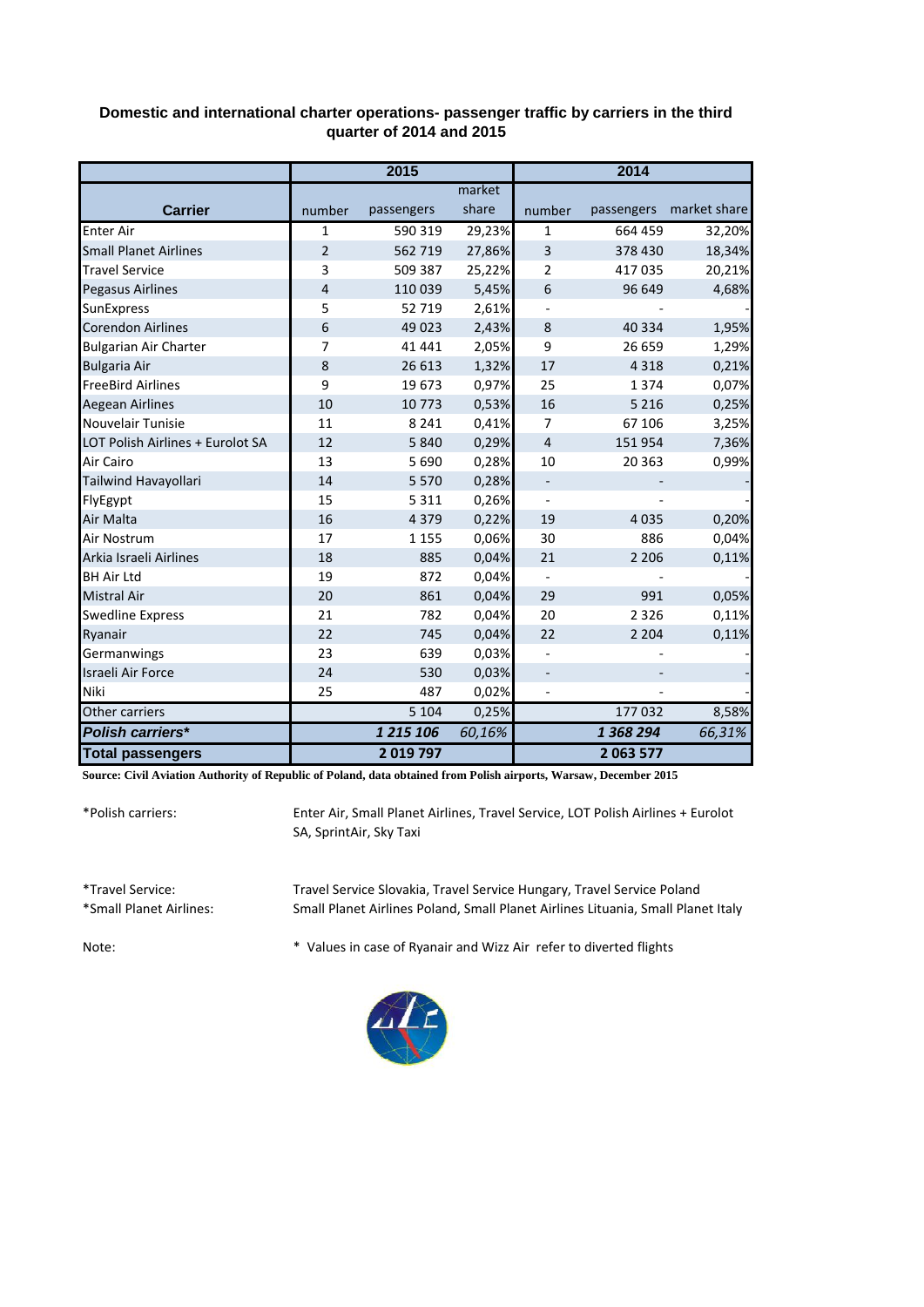**Domestic and international charter operations- passenger traffic by carriers in the third quarter of 2014 and 2015**

| Carrier | 2015 | | | 2014 | | |
|---|---|---|---|---|---|---|
| | number | passengers | market share | number | passengers | market share |
| Enter Air | 1 | 590 319 | 29,23% | 1 | 664 459 | 32,20% |
| Small Planet Airlines | 2 | 562 719 | 27,86% | 3 | 378 430 | 18,34% |
| Travel Service | 3 | 509 387 | 25,22% | 2 | 417 035 | 20,21% |
| Pegasus Airlines | 4 | 110 039 | 5,45% | 6 | 96 649 | 4,68% |
| SunExpress | 5 | 52 719 | 2,61% | - | - | - |
| Corendon Airlines | 6 | 49 023 | 2,43% | 8 | 40 334 | 1,95% |
| Bulgarian Air Charter | 7 | 41 441 | 2,05% | 9 | 26 659 | 1,29% |
| Bulgaria Air | 8 | 26 613 | 1,32% | 17 | 4 318 | 0,21% |
| FreeBird Airlines | 9 | 19 673 | 0,97% | 25 | 1 374 | 0,07% |
| Aegean Airlines | 10 | 10 773 | 0,53% | 16 | 5 216 | 0,25% |
| Nouvelair Tunisie | 11 | 8 241 | 0,41% | 7 | 67 106 | 3,25% |
| LOT Polish Airlines + Eurolot SA | 12 | 5 840 | 0,29% | 4 | 151 954 | 7,36% |
| Air Cairo | 13 | 5 690 | 0,28% | 10 | 20 363 | 0,99% |
| Tailwind Havayollari | 14 | 5 570 | 0,28% | - | - | - |
| FlyEgypt | 15 | 5 311 | 0,26% | - | - | - |
| Air Malta | 16 | 4 379 | 0,22% | 19 | 4 035 | 0,20% |
| Air Nostrum | 17 | 1 155 | 0,06% | 30 | 886 | 0,04% |
| Arkia Israeli Airlines | 18 | 885 | 0,04% | 21 | 2 206 | 0,11% |
| BH Air Ltd | 19 | 872 | 0,04% | - | - | - |
| Mistral Air | 20 | 861 | 0,04% | 29 | 991 | 0,05% |
| Swedline Express | 21 | 782 | 0,04% | 20 | 2 326 | 0,11% |
| Ryanair | 22 | 745 | 0,04% | 22 | 2 204 | 0,11% |
| Germanwings | 23 | 639 | 0,03% | - | - | - |
| Israeli Air Force | 24 | 530 | 0,03% | - | - | - |
| Niki | 25 | 487 | 0,02% | - | - | - |
| Other carriers | | 5 104 | 0,25% | | 177 032 | 8,58% |
| ***Polish carriers**** | | ***1 215 106*** | *60,16%* | | ***1 368 294*** | *66,31%* |
| **Total passengers** | | **2 019 797** | | | **2 063 577** | |

**Source: Civil Aviation Authority of Republic of Poland, data obtained from Polish airports, Warsaw, December 2015**

*Polish carriers: Enter Air, Small Planet Airlines, Travel Service, LOT Polish Airlines + Eurolot SA, SprintAir, Sky Taxi

*Travel Service: Travel Service Slovakia, Travel Service Hungary, Travel Service Poland

*Small Planet Airlines: Small Planet Airlines Poland, Small Planet Airlines Lituania, Small Planet Italy

Note: * Values in case of Ryanair and Wizz Air refer to diverted flights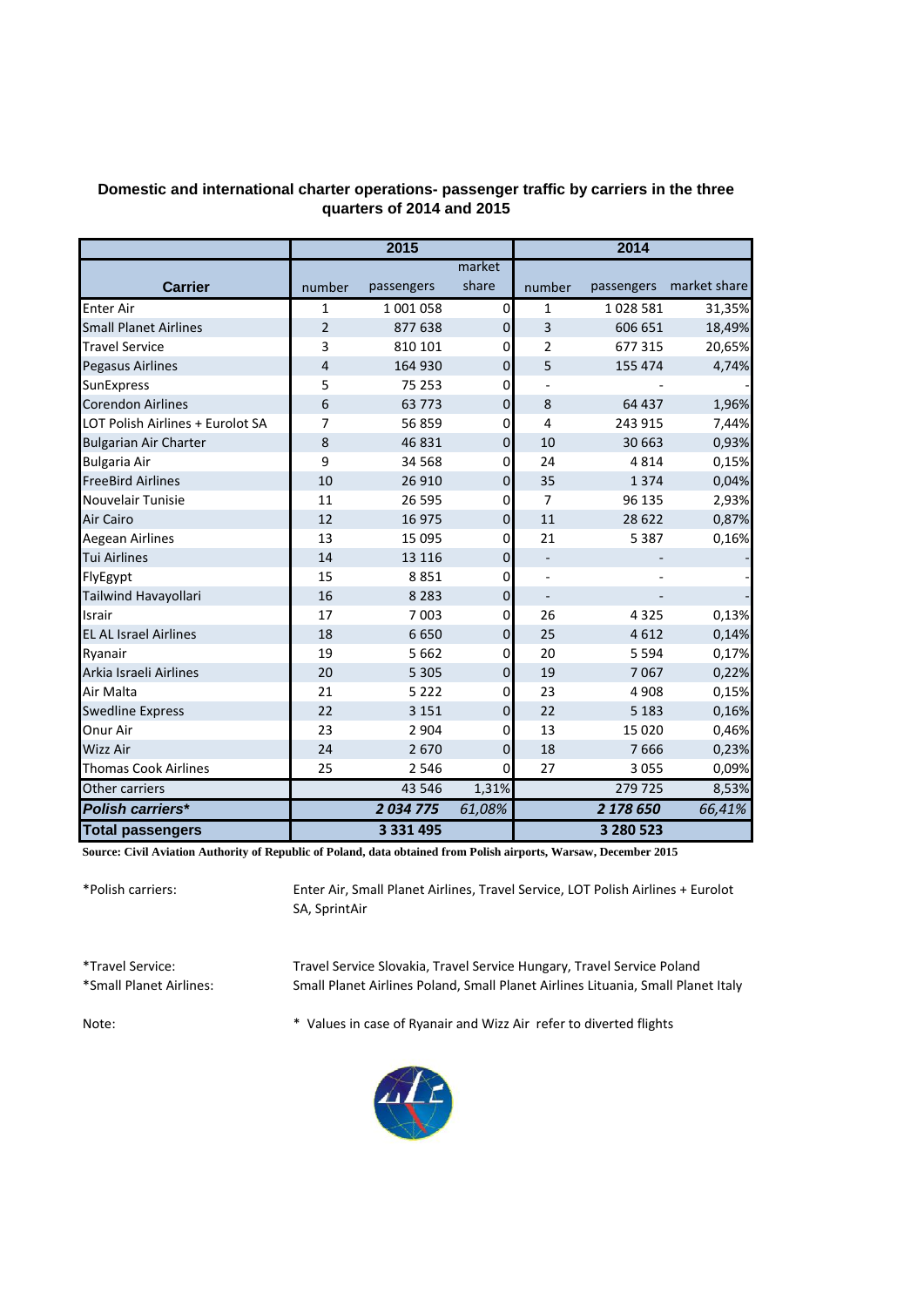## Domestic and international charter operations- passenger traffic by carriers in the three quarters of 2014 and 2015

| Carrier | 2015 | | | 2014 | | |
|---|---|---|---|---|---|---|
| | number | passengers | market share | number | passengers | market share |
| Enter Air | 1 | 1 001 058 | 0 | 1 | 1 028 581 | 31,35% |
| Small Planet Airlines | 2 | 877 638 | 0 | 3 | 606 651 | 18,49% |
| Travel Service | 3 | 810 101 | 0 | 2 | 677 315 | 20,65% |
| Pegasus Airlines | 4 | 164 930 | 0 | 5 | 155 474 | 4,74% |
| SunExpress | 5 | 75 253 | 0 | - | - | - |
| Corendon Airlines | 6 | 63 773 | 0 | 8 | 64 437 | 1,96% |
| LOT Polish Airlines + Eurolot SA | 7 | 56 859 | 0 | 4 | 243 915 | 7,44% |
| Bulgarian Air Charter | 8 | 46 831 | 0 | 10 | 30 663 | 0,93% |
| Bulgaria Air | 9 | 34 568 | 0 | 24 | 4 814 | 0,15% |
| FreeBird Airlines | 10 | 26 910 | 0 | 35 | 1 374 | 0,04% |
| Nouvelair Tunisie | 11 | 26 595 | 0 | 7 | 96 135 | 2,93% |
| Air Cairo | 12 | 16 975 | 0 | 11 | 28 622 | 0,87% |
| Aegean Airlines | 13 | 15 095 | 0 | 21 | 5 387 | 0,16% |
| Tui Airlines | 14 | 13 116 | 0 | - | - | - |
| FlyEgypt | 15 | 8 851 | 0 | - | - | - |
| Tailwind Havayollari | 16 | 8 283 | 0 | - | - | - |
| Israir | 17 | 7 003 | 0 | 26 | 4 325 | 0,13% |
| EL AL Israel Airlines | 18 | 6 650 | 0 | 25 | 4 612 | 0,14% |
| Ryanair | 19 | 5 662 | 0 | 20 | 5 594 | 0,17% |
| Arkia Israeli Airlines | 20 | 5 305 | 0 | 19 | 7 067 | 0,22% |
| Air Malta | 21 | 5 222 | 0 | 23 | 4 908 | 0,15% |
| Swedline Express | 22 | 3 151 | 0 | 22 | 5 183 | 0,16% |
| Onur Air | 23 | 2 904 | 0 | 13 | 15 020 | 0,46% |
| Wizz Air | 24 | 2 670 | 0 | 18 | 7 666 | 0,23% |
| Thomas Cook Airlines | 25 | 2 546 | 0 | 27 | 3 055 | 0,09% |
| Other carriers | | 43 546 | 1,31% | | 279 725 | 8,53% |
| ***Polish carriers**** | | ***2 034 775*** | *61,08%* | | ***2 178 650*** | *66,41%* |
| **Total passengers** | | **3 331 495** | | | **3 280 523** | |

**Source: Civil Aviation Authority of Republic of Poland, data obtained from Polish airports, Warsaw, December 2015**

*Polish carriers: Enter Air, Small Planet Airlines, Travel Service, LOT Polish Airlines + Eurolot SA, SprintAir

*Travel Service: Travel Service Slovakia, Travel Service Hungary, Travel Service Poland

*Small Planet Airlines: Small Planet Airlines Poland, Small Planet Airlines Lituania, Small Planet Italy

Note: * Values in case of Ryanair and Wizz Air refer to diverted flights